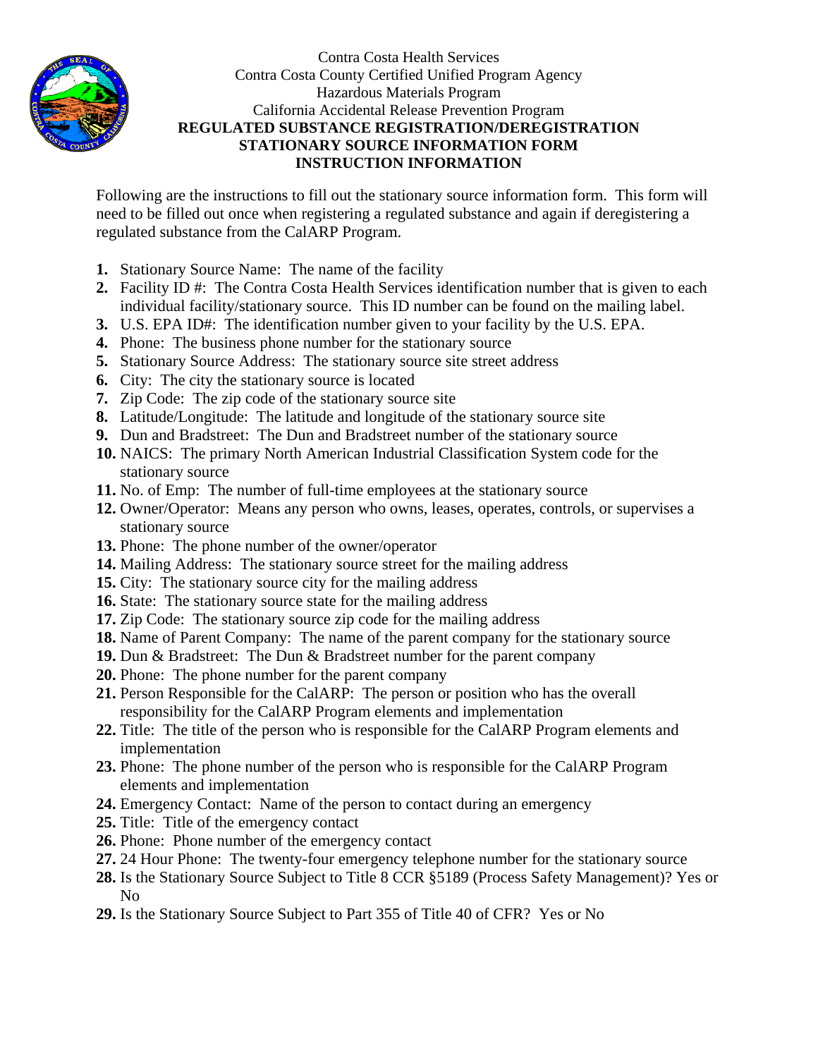Contra Costa Health Services
Contra Costa County Certified Unified Program Agency
Hazardous Materials Program
California Accidental Release Prevention Program

**REGULATED SUBSTANCE REGISTRATION/DEREGISTRATION**
**STATIONARY SOURCE INFORMATION FORM**
**INSTRUCTION INFORMATION**

Following are the instructions to fill out the stationary source information form. This form will need to be filled out once when registering a regulated substance and again if deregistering a regulated substance from the CalARP Program.

1. Stationary Source Name: The name of the facility
2. Facility ID #: The Contra Costa Health Services identification number that is given to each individual facility/stationary source. This ID number can be found on the mailing label.
3. U.S. EPA ID#: The identification number given to your facility by the U.S. EPA.
4. Phone: The business phone number for the stationary source
5. Stationary Source Address: The stationary source site street address
6. City: The city the stationary source is located
7. Zip Code: The zip code of the stationary source site
8. Latitude/Longitude: The latitude and longitude of the stationary source site
9. Dun and Bradstreet: The Dun and Bradstreet number of the stationary source
10. NAICS: The primary North American Industrial Classification System code for the stationary source
11. No. of Emp: The number of full-time employees at the stationary source
12. Owner/Operator: Means any person who owns, leases, operates, controls, or supervises a stationary source
13. Phone: The phone number of the owner/operator
14. Mailing Address: The stationary source street for the mailing address
15. City: The stationary source city for the mailing address
16. State: The stationary source state for the mailing address
17. Zip Code: The stationary source zip code for the mailing address
18. Name of Parent Company: The name of the parent company for the stationary source
19. Dun & Bradstreet: The Dun & Bradstreet number for the parent company
20. Phone: The phone number for the parent company
21. Person Responsible for the CalARP: The person or position who has the overall responsibility for the CalARP Program elements and implementation
22. Title: The title of the person who is responsible for the CalARP Program elements and implementation
23. Phone: The phone number of the person who is responsible for the CalARP Program elements and implementation
24. Emergency Contact: Name of the person to contact during an emergency
25. Title: Title of the emergency contact
26. Phone: Phone number of the emergency contact
27. 24 Hour Phone: The twenty-four emergency telephone number for the stationary source
28. Is the Stationary Source Subject to Title 8 CCR §5189 (Process Safety Management)? Yes or No
29. Is the Stationary Source Subject to Part 355 of Title 40 of CFR? Yes or No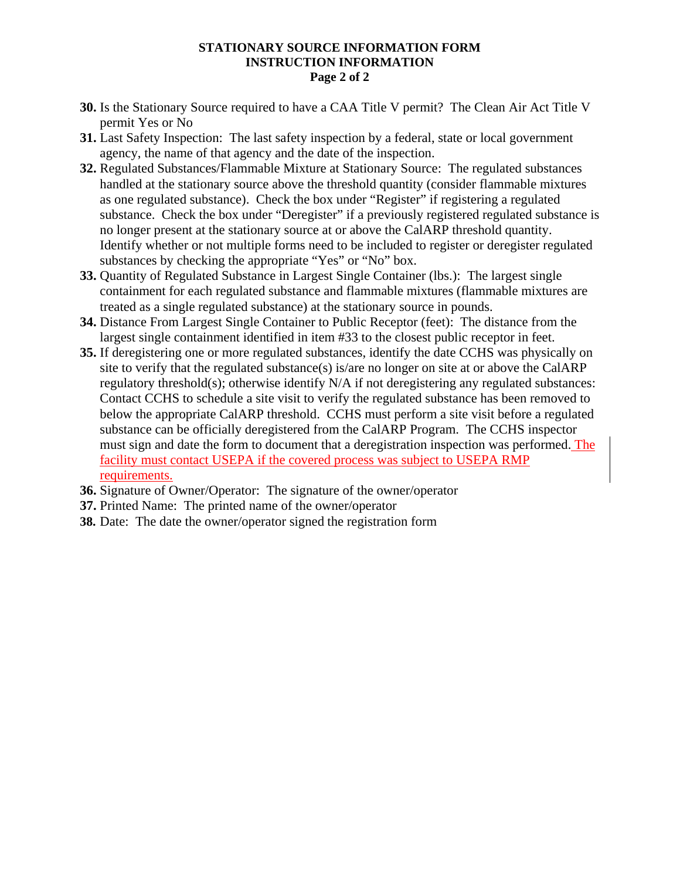**STATIONARY SOURCE INFORMATION FORM**
**INSTRUCTION INFORMATION**

30. Is the Stationary Source required to have a CAA Title V permit? The Clean Air Act Title V permit Yes or No
31. Last Safety Inspection: The last safety inspection by a federal, state or local government agency, the name of that agency and the date of the inspection.
32. Regulated Substances/Flammable Mixture at Stationary Source: The regulated substances handled at the stationary source above the threshold quantity (consider flammable mixtures as one regulated substance). Check the box under "Register" if registering a regulated substance. Check the box under "Deregister" if a previously registered regulated substance is no longer present at the stationary source at or above the CalARP threshold quantity. Identify whether or not multiple forms need to be included to register or deregister regulated substances by checking the appropriate "Yes" or "No" box.
33. Quantity of Regulated Substance in Largest Single Container (lbs.): The largest single containment for each regulated substance and flammable mixtures (flammable mixtures are treated as a single regulated substance) at the stationary source in pounds.
34. Distance From Largest Single Container to Public Receptor (feet): The distance from the largest single containment identified in item #33 to the closest public receptor in feet.
35. If deregistering one or more regulated substances, identify the date CCHS was physically on site to verify that the regulated substance(s) is/are no longer on site at or above the CalARP regulatory threshold(s); otherwise identify N/A if not deregistering any regulated substances: Contact CCHS to schedule a site visit to verify the regulated substance has been removed to below the appropriate CalARP threshold. CCHS must perform a site visit before a regulated substance can be officially deregistered from the CalARP Program. The CCHS inspector must sign and date the form to document that a deregistration inspection was performed. The facility must contact USEPA if the covered process was subject to USEPA RMP requirements.
36. Signature of Owner/Operator: The signature of the owner/operator
37. Printed Name: The printed name of the owner/operator
38. Date: The date the owner/operator signed the registration form